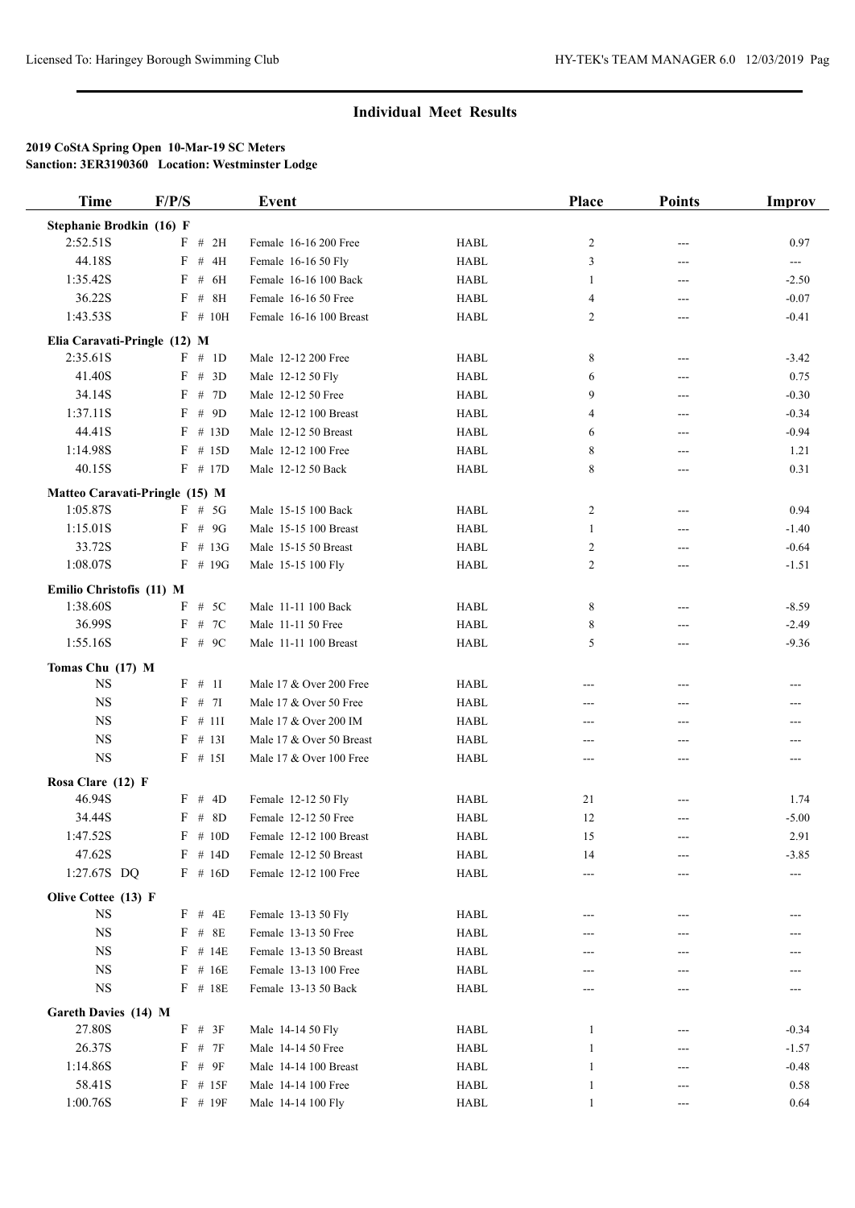## Individual Meet Results

**2019 CoStA Spring Open 10-Mar-19 SC Meters**
**Sanction: 3ER3190360 Location: Westminster Lodge**

| Time | F/P/S | Event | | Place | Points | Improv |
|---|---|---|---|---|---|---|
| **Stephanie Brodkin (16) F** | | | | | | |
| 2:52.51S | F # 2H | Female 16-16 200 Free | HABL | 2 | --- | 0.97 |
| 44.18S | F # 4H | Female 16-16 50 Fly | HABL | 3 | --- | --- |
| 1:35.42S | F # 6H | Female 16-16 100 Back | HABL | 1 | --- | -2.50 |
| 36.22S | F # 8H | Female 16-16 50 Free | HABL | 4 | --- | -0.07 |
| 1:43.53S | F # 10H | Female 16-16 100 Breast | HABL | 2 | --- | -0.41 |
| **Elia Caravati-Pringle (12) M** | | | | | | |
| 2:35.61S | F # 1D | Male 12-12 200 Free | HABL | 8 | --- | -3.42 |
| 41.40S | F # 3D | Male 12-12 50 Fly | HABL | 6 | --- | 0.75 |
| 34.14S | F # 7D | Male 12-12 50 Free | HABL | 9 | --- | -0.30 |
| 1:37.11S | F # 9D | Male 12-12 100 Breast | HABL | 4 | --- | -0.34 |
| 44.41S | F # 13D | Male 12-12 50 Breast | HABL | 6 | --- | -0.94 |
| 1:14.98S | F # 15D | Male 12-12 100 Free | HABL | 8 | --- | 1.21 |
| 40.15S | F # 17D | Male 12-12 50 Back | HABL | 8 | --- | 0.31 |
| **Matteo Caravati-Pringle (15) M** | | | | | | |
| 1:05.87S | F # 5G | Male 15-15 100 Back | HABL | 2 | --- | 0.94 |
| 1:15.01S | F # 9G | Male 15-15 100 Breast | HABL | 1 | --- | -1.40 |
| 33.72S | F # 13G | Male 15-15 50 Breast | HABL | 2 | --- | -0.64 |
| 1:08.07S | F # 19G | Male 15-15 100 Fly | HABL | 2 | --- | -1.51 |
| **Emilio Christofis (11) M** | | | | | | |
| 1:38.60S | F # 5C | Male 11-11 100 Back | HABL | 8 | --- | -8.59 |
| 36.99S | F # 7C | Male 11-11 50 Free | HABL | 8 | --- | -2.49 |
| 1:55.16S | F # 9C | Male 11-11 100 Breast | HABL | 5 | --- | -9.36 |
| **Tomas Chu (17) M** | | | | | | |
| NS | F # 1I | Male 17 & Over 200 Free | HABL | --- | --- | --- |
| NS | F # 7I | Male 17 & Over 50 Free | HABL | --- | --- | --- |
| NS | F # 11I | Male 17 & Over 200 IM | HABL | --- | --- | --- |
| NS | F # 13I | Male 17 & Over 50 Breast | HABL | --- | --- | --- |
| NS | F # 15I | Male 17 & Over 100 Free | HABL | --- | --- | --- |
| **Rosa Clare (12) F** | | | | | | |
| 46.94S | F # 4D | Female 12-12 50 Fly | HABL | 21 | --- | 1.74 |
| 34.44S | F # 8D | Female 12-12 50 Free | HABL | 12 | --- | -5.00 |
| 1:47.52S | F # 10D | Female 12-12 100 Breast | HABL | 15 | --- | 2.91 |
| 47.62S | F # 14D | Female 12-12 50 Breast | HABL | 14 | --- | -3.85 |
| 1:27.67S DQ | F # 16D | Female 12-12 100 Free | HABL | --- | --- | --- |
| **Olive Cottee (13) F** | | | | | | |
| NS | F # 4E | Female 13-13 50 Fly | HABL | --- | --- | --- |
| NS | F # 8E | Female 13-13 50 Free | HABL | --- | --- | --- |
| NS | F # 14E | Female 13-13 50 Breast | HABL | --- | --- | --- |
| NS | F # 16E | Female 13-13 100 Free | HABL | --- | --- | --- |
| NS | F # 18E | Female 13-13 50 Back | HABL | --- | --- | --- |
| **Gareth Davies (14) M** | | | | | | |
| 27.80S | F # 3F | Male 14-14 50 Fly | HABL | 1 | --- | -0.34 |
| 26.37S | F # 7F | Male 14-14 50 Free | HABL | 1 | --- | -1.57 |
| 1:14.86S | F # 9F | Male 14-14 100 Breast | HABL | 1 | --- | -0.48 |
| 58.41S | F # 15F | Male 14-14 100 Free | HABL | 1 | --- | 0.58 |
| 1:00.76S | F # 19F | Male 14-14 100 Fly | HABL | 1 | --- | 0.64 |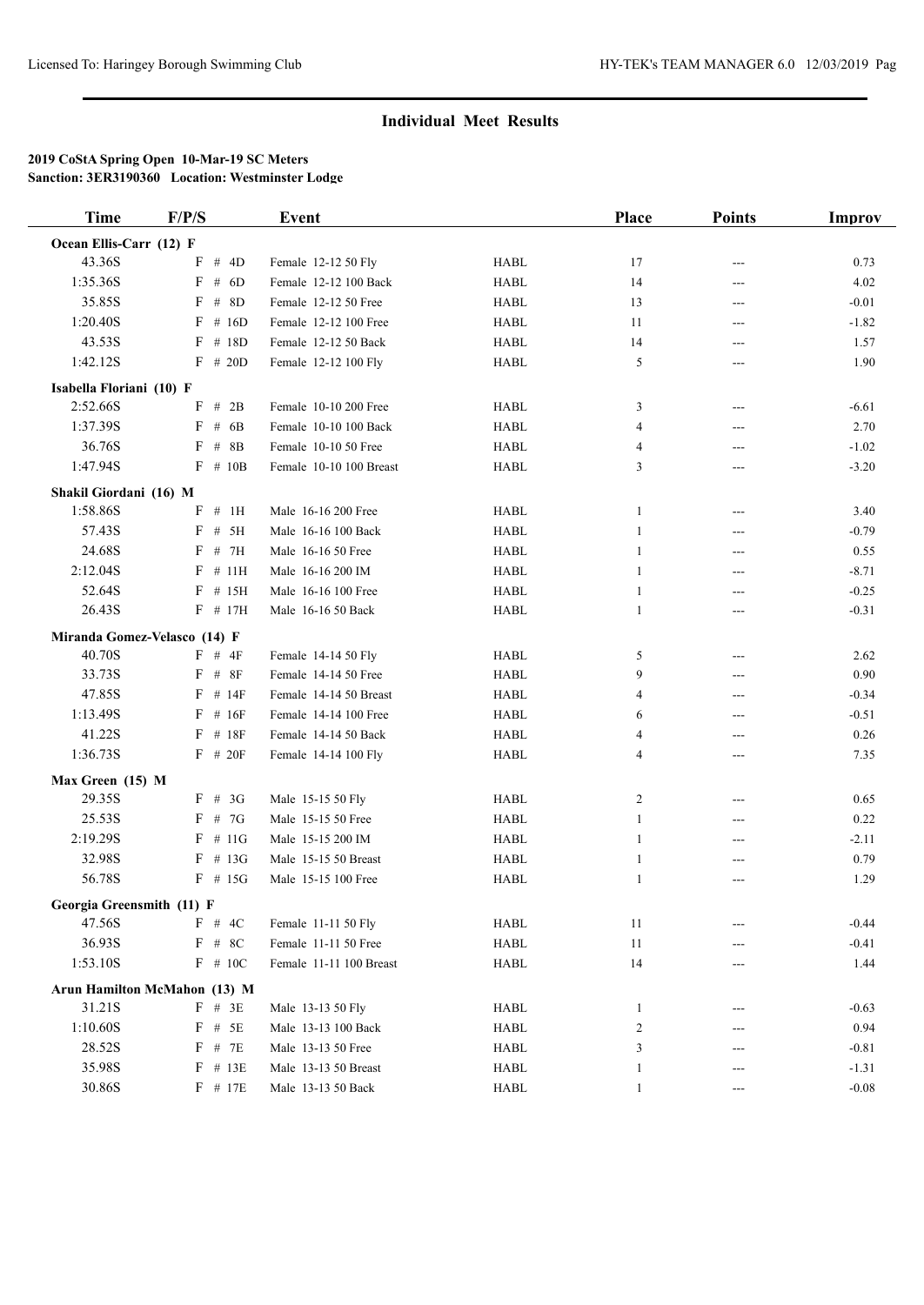## Individual Meet Results

**2019 CoStA Spring Open 10-Mar-19 SC Meters**
**Sanction: 3ER3190360 Location: Westminster Lodge**

| Time | F/P/S | Event | | Place | Points | Improv |
|---|---|---|---|---|---|---|
| **Ocean Ellis-Carr (12) F** | | | | | | |
| 43.36S | F # 4D | Female 12-12 50 Fly | HABL | 17 | --- | 0.73 |
| 1:35.36S | F # 6D | Female 12-12 100 Back | HABL | 14 | --- | 4.02 |
| 35.85S | F # 8D | Female 12-12 50 Free | HABL | 13 | --- | -0.01 |
| 1:20.40S | F # 16D | Female 12-12 100 Free | HABL | 11 | --- | -1.82 |
| 43.53S | F # 18D | Female 12-12 50 Back | HABL | 14 | --- | 1.57 |
| 1:42.12S | F # 20D | Female 12-12 100 Fly | HABL | 5 | --- | 1.90 |
| **Isabella Floriani (10) F** | | | | | | |
| 2:52.66S | F # 2B | Female 10-10 200 Free | HABL | 3 | --- | -6.61 |
| 1:37.39S | F # 6B | Female 10-10 100 Back | HABL | 4 | --- | 2.70 |
| 36.76S | F # 8B | Female 10-10 50 Free | HABL | 4 | --- | -1.02 |
| 1:47.94S | F # 10B | Female 10-10 100 Breast | HABL | 3 | --- | -3.20 |
| **Shakil Giordani (16) M** | | | | | | |
| 1:58.86S | F # 1H | Male 16-16 200 Free | HABL | 1 | --- | 3.40 |
| 57.43S | F # 5H | Male 16-16 100 Back | HABL | 1 | --- | -0.79 |
| 24.68S | F # 7H | Male 16-16 50 Free | HABL | 1 | --- | 0.55 |
| 2:12.04S | F # 11H | Male 16-16 200 IM | HABL | 1 | --- | -8.71 |
| 52.64S | F # 15H | Male 16-16 100 Free | HABL | 1 | --- | -0.25 |
| 26.43S | F # 17H | Male 16-16 50 Back | HABL | 1 | --- | -0.31 |
| **Miranda Gomez-Velasco (14) F** | | | | | | |
| 40.70S | F # 4F | Female 14-14 50 Fly | HABL | 5 | --- | 2.62 |
| 33.73S | F # 8F | Female 14-14 50 Free | HABL | 9 | --- | 0.90 |
| 47.85S | F # 14F | Female 14-14 50 Breast | HABL | 4 | --- | -0.34 |
| 1:13.49S | F # 16F | Female 14-14 100 Free | HABL | 6 | --- | -0.51 |
| 41.22S | F # 18F | Female 14-14 50 Back | HABL | 4 | --- | 0.26 |
| 1:36.73S | F # 20F | Female 14-14 100 Fly | HABL | 4 | --- | 7.35 |
| **Max Green (15) M** | | | | | | |
| 29.35S | F # 3G | Male 15-15 50 Fly | HABL | 2 | --- | 0.65 |
| 25.53S | F # 7G | Male 15-15 50 Free | HABL | 1 | --- | 0.22 |
| 2:19.29S | F # 11G | Male 15-15 200 IM | HABL | 1 | --- | -2.11 |
| 32.98S | F # 13G | Male 15-15 50 Breast | HABL | 1 | --- | 0.79 |
| 56.78S | F # 15G | Male 15-15 100 Free | HABL | 1 | --- | 1.29 |
| **Georgia Greensmith (11) F** | | | | | | |
| 47.56S | F # 4C | Female 11-11 50 Fly | HABL | 11 | --- | -0.44 |
| 36.93S | F # 8C | Female 11-11 50 Free | HABL | 11 | --- | -0.41 |
| 1:53.10S | F # 10C | Female 11-11 100 Breast | HABL | 14 | --- | 1.44 |
| **Arun Hamilton McMahon (13) M** | | | | | | |
| 31.21S | F # 3E | Male 13-13 50 Fly | HABL | 1 | --- | -0.63 |
| 1:10.60S | F # 5E | Male 13-13 100 Back | HABL | 2 | --- | 0.94 |
| 28.52S | F # 7E | Male 13-13 50 Free | HABL | 3 | --- | -0.81 |
| 35.98S | F # 13E | Male 13-13 50 Breast | HABL | 1 | --- | -1.31 |
| 30.86S | F # 17E | Male 13-13 50 Back | HABL | 1 | --- | -0.08 |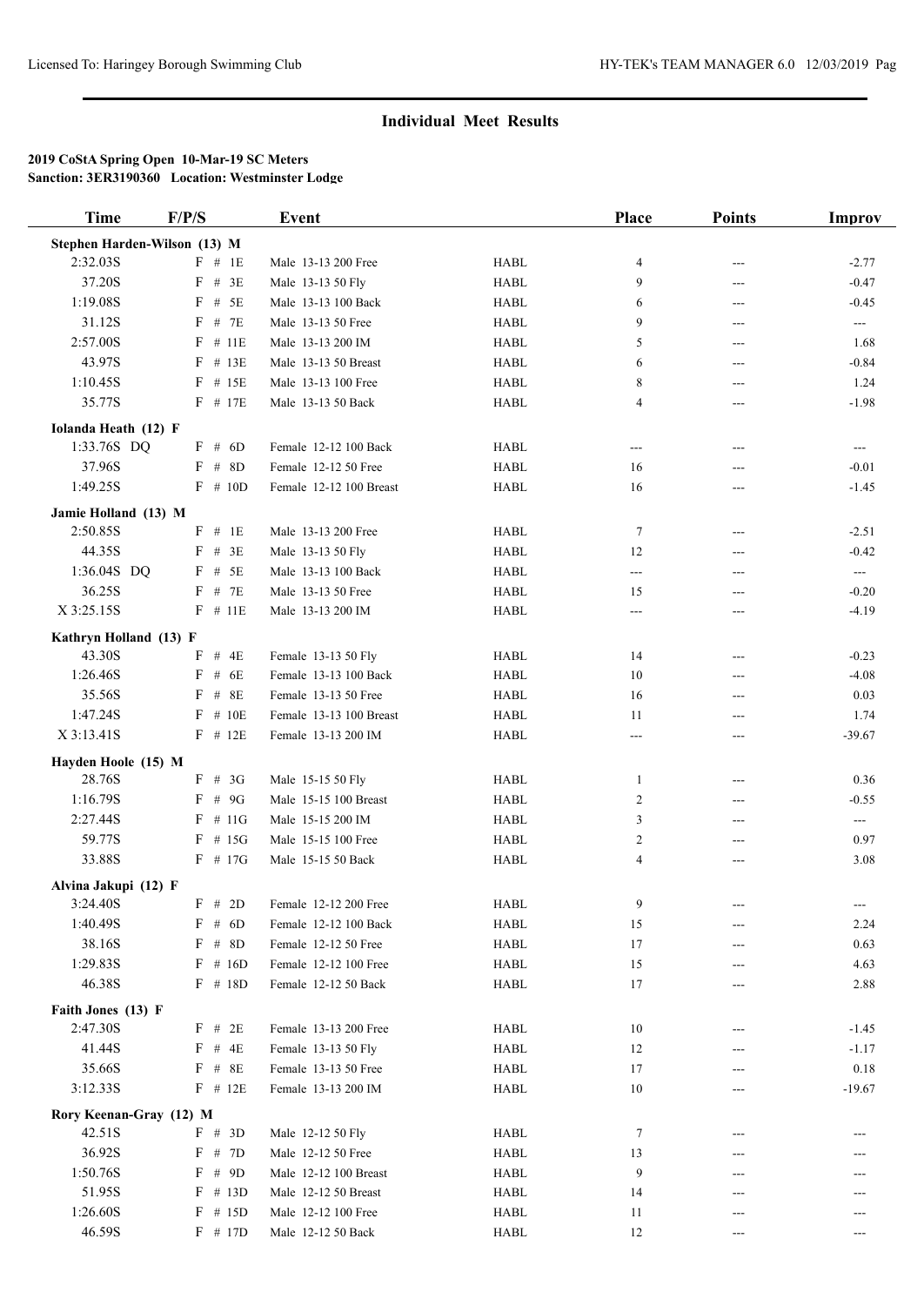## Individual Meet Results

**2019 CoStA Spring Open 10-Mar-19 SC Meters**
**Sanction: 3ER3190360 Location: Westminster Lodge**

| Time | F/P/S | Event | | Place | Points | Improv |
|---|---|---|---|---|---|---|
| **Stephen Harden-Wilson (13) M** | | | | | | |
| 2:32.03S | F # 1E | Male 13-13 200 Free | HABL | 4 | --- | -2.77 |
| 37.20S | F # 3E | Male 13-13 50 Fly | HABL | 9 | --- | -0.47 |
| 1:19.08S | F # 5E | Male 13-13 100 Back | HABL | 6 | --- | -0.45 |
| 31.12S | F # 7E | Male 13-13 50 Free | HABL | 9 | --- | --- |
| 2:57.00S | F # 11E | Male 13-13 200 IM | HABL | 5 | --- | 1.68 |
| 43.97S | F # 13E | Male 13-13 50 Breast | HABL | 6 | --- | -0.84 |
| 1:10.45S | F # 15E | Male 13-13 100 Free | HABL | 8 | --- | 1.24 |
| 35.77S | F # 17E | Male 13-13 50 Back | HABL | 4 | --- | -1.98 |
| **Iolanda Heath (12) F** | | | | | | |
| 1:33.76S DQ | F # 6D | Female 12-12 100 Back | HABL | --- | --- | --- |
| 37.96S | F # 8D | Female 12-12 50 Free | HABL | 16 | --- | -0.01 |
| 1:49.25S | F # 10D | Female 12-12 100 Breast | HABL | 16 | --- | -1.45 |
| **Jamie Holland (13) M** | | | | | | |
| 2:50.85S | F # 1E | Male 13-13 200 Free | HABL | 7 | --- | -2.51 |
| 44.35S | F # 3E | Male 13-13 50 Fly | HABL | 12 | --- | -0.42 |
| 1:36.04S DQ | F # 5E | Male 13-13 100 Back | HABL | --- | --- | --- |
| 36.25S | F # 7E | Male 13-13 50 Free | HABL | 15 | --- | -0.20 |
| X 3:25.15S | F # 11E | Male 13-13 200 IM | HABL | --- | --- | -4.19 |
| **Kathryn Holland (13) F** | | | | | | |
| 43.30S | F # 4E | Female 13-13 50 Fly | HABL | 14 | --- | -0.23 |
| 1:26.46S | F # 6E | Female 13-13 100 Back | HABL | 10 | --- | -4.08 |
| 35.56S | F # 8E | Female 13-13 50 Free | HABL | 16 | --- | 0.03 |
| 1:47.24S | F # 10E | Female 13-13 100 Breast | HABL | 11 | --- | 1.74 |
| X 3:13.41S | F # 12E | Female 13-13 200 IM | HABL | --- | --- | -39.67 |
| **Hayden Hoole (15) M** | | | | | | |
| 28.76S | F # 3G | Male 15-15 50 Fly | HABL | 1 | --- | 0.36 |
| 1:16.79S | F # 9G | Male 15-15 100 Breast | HABL | 2 | --- | -0.55 |
| 2:27.44S | F # 11G | Male 15-15 200 IM | HABL | 3 | --- | --- |
| 59.77S | F # 15G | Male 15-15 100 Free | HABL | 2 | --- | 0.97 |
| 33.88S | F # 17G | Male 15-15 50 Back | HABL | 4 | --- | 3.08 |
| **Alvina Jakupi (12) F** | | | | | | |
| 3:24.40S | F # 2D | Female 12-12 200 Free | HABL | 9 | --- | --- |
| 1:40.49S | F # 6D | Female 12-12 100 Back | HABL | 15 | --- | 2.24 |
| 38.16S | F # 8D | Female 12-12 50 Free | HABL | 17 | --- | 0.63 |
| 1:29.83S | F # 16D | Female 12-12 100 Free | HABL | 15 | --- | 4.63 |
| 46.38S | F # 18D | Female 12-12 50 Back | HABL | 17 | --- | 2.88 |
| **Faith Jones (13) F** | | | | | | |
| 2:47.30S | F # 2E | Female 13-13 200 Free | HABL | 10 | --- | -1.45 |
| 41.44S | F # 4E | Female 13-13 50 Fly | HABL | 12 | --- | -1.17 |
| 35.66S | F # 8E | Female 13-13 50 Free | HABL | 17 | --- | 0.18 |
| 3:12.33S | F # 12E | Female 13-13 200 IM | HABL | 10 | --- | -19.67 |
| **Rory Keenan-Gray (12) M** | | | | | | |
| 42.51S | F # 3D | Male 12-12 50 Fly | HABL | 7 | --- | --- |
| 36.92S | F # 7D | Male 12-12 50 Free | HABL | 13 | --- | --- |
| 1:50.76S | F # 9D | Male 12-12 100 Breast | HABL | 9 | --- | --- |
| 51.95S | F # 13D | Male 12-12 50 Breast | HABL | 14 | --- | --- |
| 1:26.60S | F # 15D | Male 12-12 100 Free | HABL | 11 | --- | --- |
| 46.59S | F # 17D | Male 12-12 50 Back | HABL | 12 | --- | --- |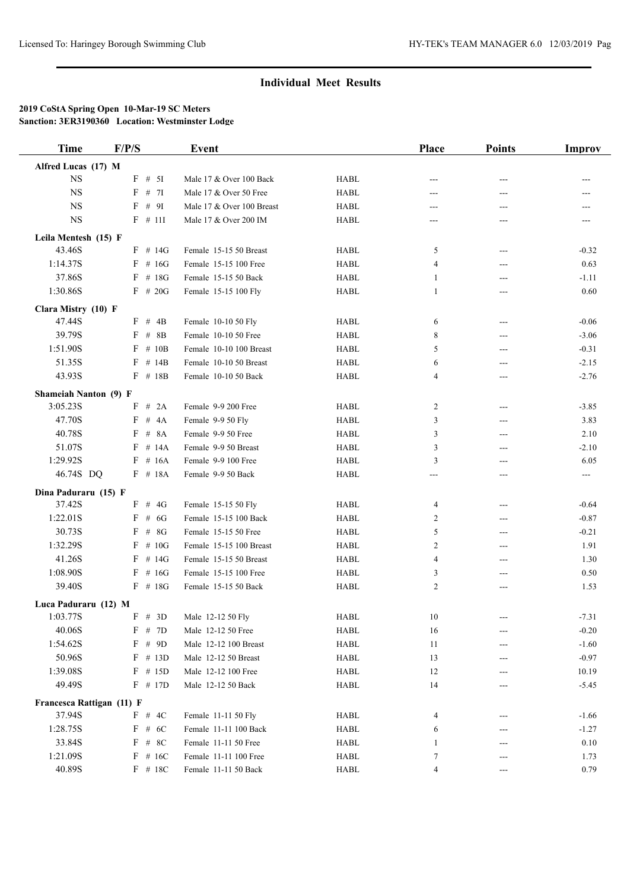## Individual Meet Results

**2019 CoStA Spring Open 10-Mar-19 SC Meters**
**Sanction: 3ER3190360 Location: Westminster Lodge**

| Time | F/P/S | Event | | Place | Points | Improv |
|---|---|---|---|---|---|---|
| **Alfred Lucas (17) M** | | | | | | |
| NS | F # 5I | Male 17 & Over 100 Back | HABL | --- | --- | --- |
| NS | F # 7I | Male 17 & Over 50 Free | HABL | --- | --- | --- |
| NS | F # 9I | Male 17 & Over 100 Breast | HABL | --- | --- | --- |
| NS | F # 11I | Male 17 & Over 200 IM | HABL | --- | --- | --- |
| **Leila Mentesh (15) F** | | | | | | |
| 43.46S | F # 14G | Female 15-15 50 Breast | HABL | 5 | --- | -0.32 |
| 1:14.37S | F # 16G | Female 15-15 100 Free | HABL | 4 | --- | 0.63 |
| 37.86S | F # 18G | Female 15-15 50 Back | HABL | 1 | --- | -1.11 |
| 1:30.86S | F # 20G | Female 15-15 100 Fly | HABL | 1 | --- | 0.60 |
| **Clara Mistry (10) F** | | | | | | |
| 47.44S | F # 4B | Female 10-10 50 Fly | HABL | 6 | --- | -0.06 |
| 39.79S | F # 8B | Female 10-10 50 Free | HABL | 8 | --- | -3.06 |
| 1:51.90S | F # 10B | Female 10-10 100 Breast | HABL | 5 | --- | -0.31 |
| 51.35S | F # 14B | Female 10-10 50 Breast | HABL | 6 | --- | -2.15 |
| 43.93S | F # 18B | Female 10-10 50 Back | HABL | 4 | --- | -2.76 |
| **Shameiah Nanton (9) F** | | | | | | |
| 3:05.23S | F # 2A | Female 9-9 200 Free | HABL | 2 | --- | -3.85 |
| 47.70S | F # 4A | Female 9-9 50 Fly | HABL | 3 | --- | 3.83 |
| 40.78S | F # 8A | Female 9-9 50 Free | HABL | 3 | --- | 2.10 |
| 51.07S | F # 14A | Female 9-9 50 Breast | HABL | 3 | --- | -2.10 |
| 1:29.92S | F # 16A | Female 9-9 100 Free | HABL | 3 | --- | 6.05 |
| 46.74S DQ | F # 18A | Female 9-9 50 Back | HABL | --- | --- | --- |
| **Dina Paduraru (15) F** | | | | | | |
| 37.42S | F # 4G | Female 15-15 50 Fly | HABL | 4 | --- | -0.64 |
| 1:22.01S | F # 6G | Female 15-15 100 Back | HABL | 2 | --- | -0.87 |
| 30.73S | F # 8G | Female 15-15 50 Free | HABL | 5 | --- | -0.21 |
| 1:32.29S | F # 10G | Female 15-15 100 Breast | HABL | 2 | --- | 1.91 |
| 41.26S | F # 14G | Female 15-15 50 Breast | HABL | 4 | --- | 1.30 |
| 1:08.90S | F # 16G | Female 15-15 100 Free | HABL | 3 | --- | 0.50 |
| 39.40S | F # 18G | Female 15-15 50 Back | HABL | 2 | --- | 1.53 |
| **Luca Paduraru (12) M** | | | | | | |
| 1:03.77S | F # 3D | Male 12-12 50 Fly | HABL | 10 | --- | -7.31 |
| 40.06S | F # 7D | Male 12-12 50 Free | HABL | 16 | --- | -0.20 |
| 1:54.62S | F # 9D | Male 12-12 100 Breast | HABL | 11 | --- | -1.60 |
| 50.96S | F # 13D | Male 12-12 50 Breast | HABL | 13 | --- | -0.97 |
| 1:39.08S | F # 15D | Male 12-12 100 Free | HABL | 12 | --- | 10.19 |
| 49.49S | F # 17D | Male 12-12 50 Back | HABL | 14 | --- | -5.45 |
| **Francesca Rattigan (11) F** | | | | | | |
| 37.94S | F # 4C | Female 11-11 50 Fly | HABL | 4 | --- | -1.66 |
| 1:28.75S | F # 6C | Female 11-11 100 Back | HABL | 6 | --- | -1.27 |
| 33.84S | F # 8C | Female 11-11 50 Free | HABL | 1 | --- | 0.10 |
| 1:21.09S | F # 16C | Female 11-11 100 Free | HABL | 7 | --- | 1.73 |
| 40.89S | F # 18C | Female 11-11 50 Back | HABL | 4 | --- | 0.79 |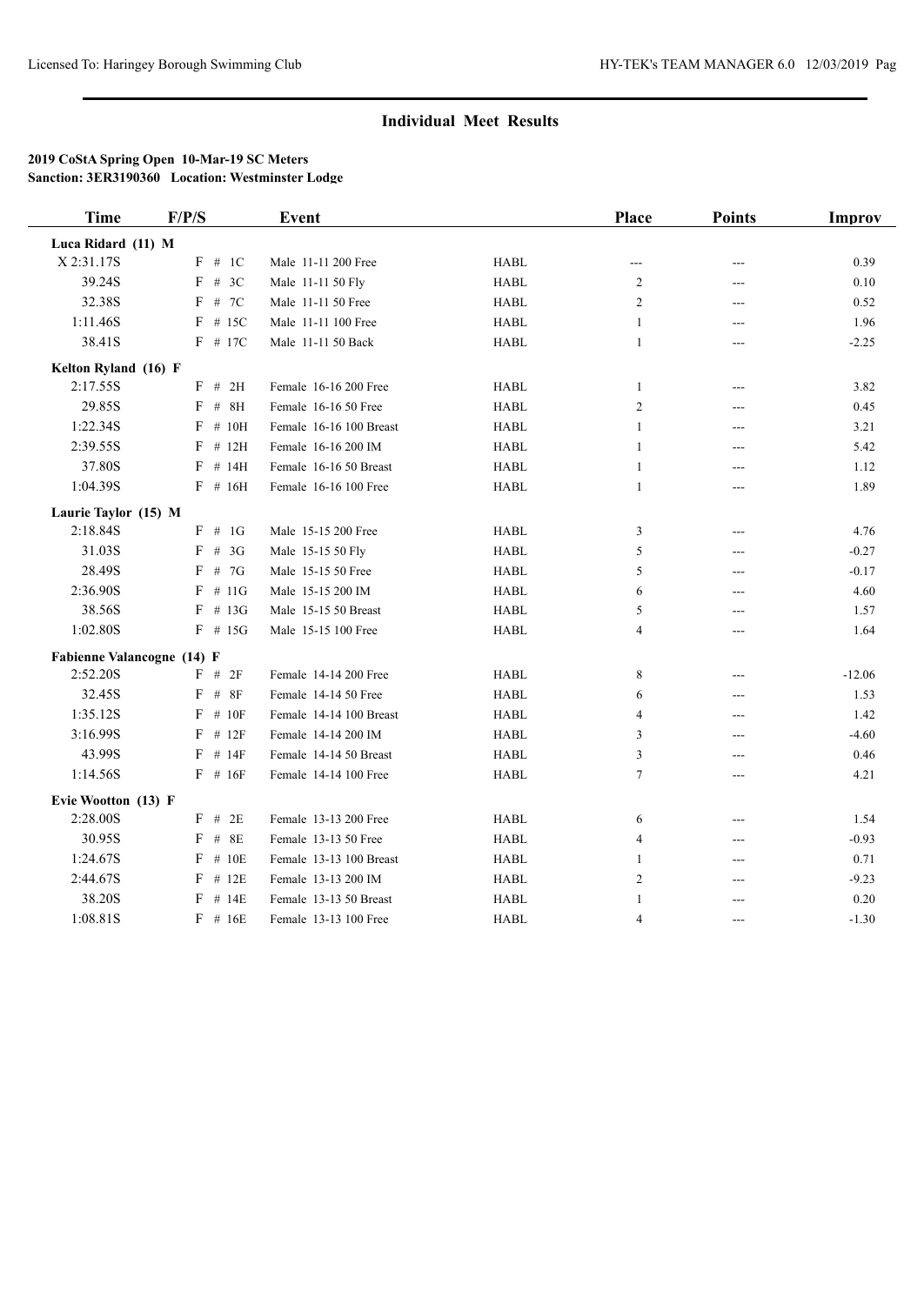## Individual Meet Results

**2019 CoStA Spring Open 10-Mar-19 SC Meters**
**Sanction: 3ER3190360 Location: Westminster Lodge**

| Time | F/P/S | Event | | Place | Points | Improv |
|---|---|---|---|---|---|---|
| **Luca Ridard (11) M** | | | | | | |
| X 2:31.17S | F # 1C | Male 11-11 200 Free | HABL | --- | --- | 0.39 |
| 39.24S | F # 3C | Male 11-11 50 Fly | HABL | 2 | --- | 0.10 |
| 32.38S | F # 7C | Male 11-11 50 Free | HABL | 2 | --- | 0.52 |
| 1:11.46S | F # 15C | Male 11-11 100 Free | HABL | 1 | --- | 1.96 |
| 38.41S | F # 17C | Male 11-11 50 Back | HABL | 1 | --- | -2.25 |
| **Kelton Ryland (16) F** | | | | | | |
| 2:17.55S | F # 2H | Female 16-16 200 Free | HABL | 1 | --- | 3.82 |
| 29.85S | F # 8H | Female 16-16 50 Free | HABL | 2 | --- | 0.45 |
| 1:22.34S | F # 10H | Female 16-16 100 Breast | HABL | 1 | --- | 3.21 |
| 2:39.55S | F # 12H | Female 16-16 200 IM | HABL | 1 | --- | 5.42 |
| 37.80S | F # 14H | Female 16-16 50 Breast | HABL | 1 | --- | 1.12 |
| 1:04.39S | F # 16H | Female 16-16 100 Free | HABL | 1 | --- | 1.89 |
| **Laurie Taylor (15) M** | | | | | | |
| 2:18.84S | F # 1G | Male 15-15 200 Free | HABL | 3 | --- | 4.76 |
| 31.03S | F # 3G | Male 15-15 50 Fly | HABL | 5 | --- | -0.27 |
| 28.49S | F # 7G | Male 15-15 50 Free | HABL | 5 | --- | -0.17 |
| 2:36.90S | F # 11G | Male 15-15 200 IM | HABL | 6 | --- | 4.60 |
| 38.56S | F # 13G | Male 15-15 50 Breast | HABL | 5 | --- | 1.57 |
| 1:02.80S | F # 15G | Male 15-15 100 Free | HABL | 4 | --- | 1.64 |
| **Fabienne Valancogne (14) F** | | | | | | |
| 2:52.20S | F # 2F | Female 14-14 200 Free | HABL | 8 | --- | -12.06 |
| 32.45S | F # 8F | Female 14-14 50 Free | HABL | 6 | --- | 1.53 |
| 1:35.12S | F # 10F | Female 14-14 100 Breast | HABL | 4 | --- | 1.42 |
| 3:16.99S | F # 12F | Female 14-14 200 IM | HABL | 3 | --- | -4.60 |
| 43.99S | F # 14F | Female 14-14 50 Breast | HABL | 3 | --- | 0.46 |
| 1:14.56S | F # 16F | Female 14-14 100 Free | HABL | 7 | --- | 4.21 |
| **Evie Wootton (13) F** | | | | | | |
| 2:28.00S | F # 2E | Female 13-13 200 Free | HABL | 6 | --- | 1.54 |
| 30.95S | F # 8E | Female 13-13 50 Free | HABL | 4 | --- | -0.93 |
| 1:24.67S | F # 10E | Female 13-13 100 Breast | HABL | 1 | --- | 0.71 |
| 2:44.67S | F # 12E | Female 13-13 200 IM | HABL | 2 | --- | -9.23 |
| 38.20S | F # 14E | Female 13-13 50 Breast | HABL | 1 | --- | 0.20 |
| 1:08.81S | F # 16E | Female 13-13 100 Free | HABL | 4 | --- | -1.30 |